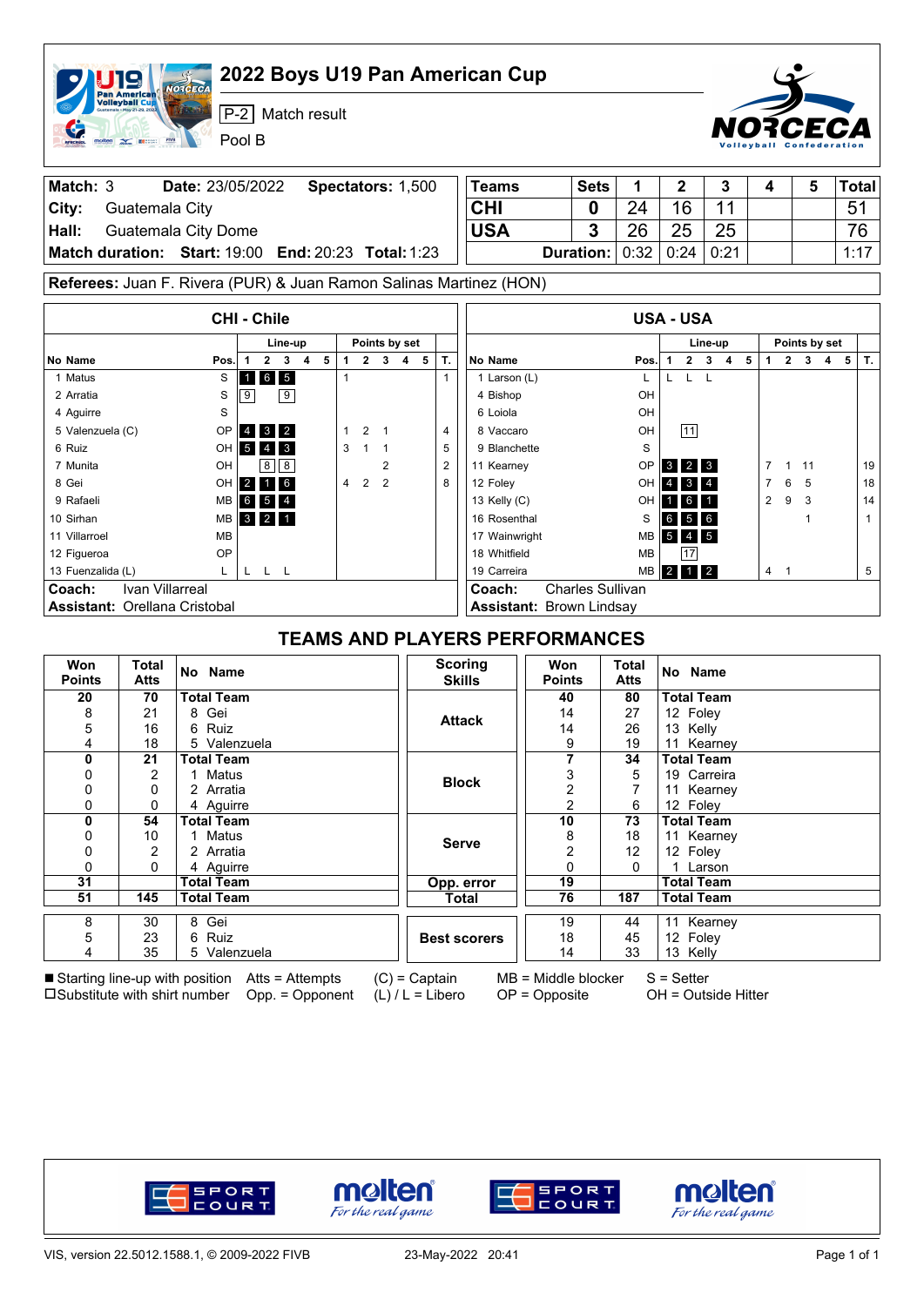# 2022 Boys U19 Pan American Cup

P-2 Match result

Pool B

| Match: 3 | Date: 23/05/2022 | Spectators: 1,500 |
|---|---|---|
| City: Guatemala City | | |
| Hall: Guatemala City Dome | | |
| Match duration: | Start: 19:00 End: 20:23 | Total: 1:23 |

| Teams | Sets | 1 | 2 | 3 | 4 | 5 | Total |
|---|---|---|---|---|---|---|---|
| CHI | 0 | 24 | 16 | 11 | | | 51 |
| USA | 3 | 26 | 25 | 25 | | | 76 |
| | Duration: | 0:32 | 0:24 | 0:21 | | | 1:17 |

**Referees:** Juan F. Rivera (PUR) & Juan Ramon Salinas Martinez (HON)

## CHI - Chile

| No | Name | Pos. | Line-up 1 | 2 | 3 | 4 | 5 | Points by set 1 | 2 | 3 | 4 | 5 | T. |
|---|---|---|---|---|---|---|---|---|---|---|---|---|---|
| 1 | Matus | S | 1 | 6 | 5 | | | 1 | | | | | 1 |
| 2 | Arratia | S | 9 | | 9 | | | | | | | | |
| 4 | Aguirre | S | | | | | | | | | | | |
| 5 | Valenzuela (C) | OP | 4 | 3 | 2 | | | 1 | 2 | 1 | | | 4 |
| 6 | Ruiz | OH | 5 | 4 | 3 | | | 3 | 1 | 1 | | | 5 |
| 7 | Munita | OH | | 8 | 8 | | | | | 2 | | | 2 |
| 8 | Gei | OH | 2 | 1 | 6 | | | 4 | 2 | 2 | | | 8 |
| 9 | Rafaeli | MB | 6 | 5 | 4 | | | | | | | | |
| 10 | Sirhan | MB | 3 | 2 | 1 | | | | | | | | |
| 11 | Villarroel | MB | | | | | | | | | | | |
| 12 | Figueroa | OP | | | | | | | | | | | |
| 13 | Fuenzalida (L) | L | L | L | L | | | | | | | | |

**Coach:** Ivan Villarreal
**Assistant:** Orellana Cristobal

## USA - USA

| No | Name | Pos. | Line-up 1 | 2 | 3 | 4 | 5 | Points by set 1 | 2 | 3 | 4 | 5 | T. |
|---|---|---|---|---|---|---|---|---|---|---|---|---|---|
| 1 | Larson (L) | L | L | L | L | | | | | | | | |
| 4 | Bishop | OH | | | | | | | | | | | |
| 6 | Loiola | OH | | | | | | | | | | | |
| 8 | Vaccaro | OH | | 11 | | | | | | | | | |
| 9 | Blanchette | S | | | | | | | | | | | |
| 11 | Kearney | OP | 3 | 2 | 3 | | | 7 | 1 | 11 | | | 19 |
| 12 | Foley | OH | 4 | 3 | 4 | | | 7 | 6 | 5 | | | 18 |
| 13 | Kelly (C) | OH | 1 | 6 | 1 | | | 2 | 9 | 3 | | | 14 |
| 16 | Rosenthal | S | 6 | 5 | 6 | | | | | 1 | | | 1 |
| 17 | Wainwright | MB | 5 | 4 | 5 | | | | | | | | |
| 18 | Whitfield | MB | | 17 | | | | | | | | | |
| 19 | Carreira | MB | 2 | 1 | 2 | | | 4 | 1 | | | | 5 |

**Coach:** Charles Sullivan
**Assistant:** Brown Lindsay

## TEAMS AND PLAYERS PERFORMANCES

| Won Points | Total Atts | No Name | Scoring Skills | Won Points | Total Atts | No Name |
|---|---|---|---|---|---|---|
| **20** | **70** | **Total Team** | Attack | **40** | **80** | **Total Team** |
| 8 | 21 | 8 Gei | | 14 | 27 | 12 Foley |
| 5 | 16 | 6 Ruiz | | 14 | 26 | 13 Kelly |
| 4 | 18 | 5 Valenzuela | | 9 | 19 | 11 Kearney |
| **0** | **21** | **Total Team** | Block | **7** | **34** | **Total Team** |
| 0 | 2 | 1 Matus | | 3 | 5 | 19 Carreira |
| 0 | 0 | 2 Arratia | | 2 | 7 | 11 Kearney |
| 0 | 0 | 4 Aguirre | | 2 | 6 | 12 Foley |
| **0** | **54** | **Total Team** | Serve | **10** | **73** | **Total Team** |
| 0 | 10 | 1 Matus | | 8 | 18 | 11 Kearney |
| 0 | 2 | 2 Arratia | | 2 | 12 | 12 Foley |
| 0 | 0 | 4 Aguirre | | 0 | 0 | 1 Larson |
| **31** | | **Total Team** | Opp. error | **19** | | **Total Team** |
| **51** | **145** | **Total Team** | Total | **76** | **187** | **Total Team** |
| 8 | 30 | 8 Gei | Best scorers | 19 | 44 | 11 Kearney |
| 5 | 23 | 6 Ruiz | | 18 | 45 | 12 Foley |
| 4 | 35 | 5 Valenzuela | | 14 | 33 | 13 Kelly |

■ Starting line-up with position; □ Substitute with shirt number; Atts = Attempts; Opp. = Opponent; (C) = Captain; (L) / L = Libero; MB = Middle blocker; OP = Opposite; S = Setter; OH = Outside Hitter

VIS, version 22.5012.1588.1, © 2009-2022 FIVB — 23-May-2022 20:41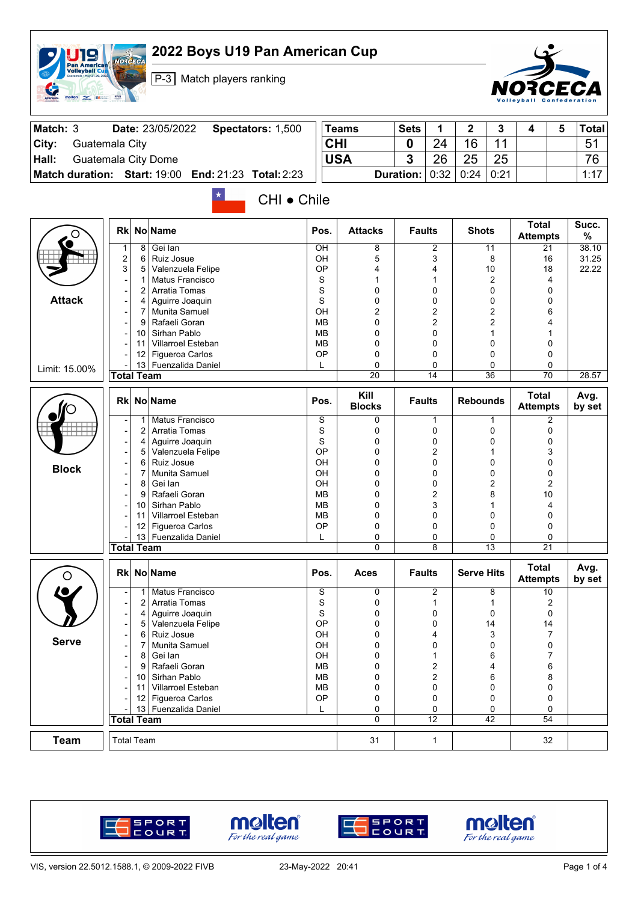# 2022 Boys U19 Pan American Cup

P-3 Match players ranking

| Match: 3 | Date: 23/05/2022 | Spectators: 1,500 |
|---|---|---|
| City: Guatemala City | | |
| Hall: Guatemala City Dome | | |
| Match duration: | Start: 19:00 | End: 21:23 Total: 2:23 |

| Teams | Sets | 1 | 2 | 3 | 4 | 5 | Total |
|---|---|---|---|---|---|---|---|
| CHI | 0 | 24 | 16 | 11 | | | 51 |
| USA | 3 | 26 | 25 | 25 | | | 76 |
| | Duration: | 0:32 | 0:24 | 0:21 | | | 1:17 |

## CHI • Chile

### Attack

Limit: 15.00%

| Rk | No | Name | Pos. | Attacks | Faults | Shots | Total Attempts | Succ. % |
|---|---|---|---|---|---|---|---|---|
| 1 | 8 | Gei Ian | OH | 8 | 2 | 11 | 21 | 38.10 |
| 2 | 6 | Ruiz Josue | OH | 5 | 3 | 8 | 16 | 31.25 |
| 3 | 5 | Valenzuela Felipe | OP | 4 | 4 | 10 | 18 | 22.22 |
| - | 1 | Matus Francisco | S | 1 | 1 | 2 | 4 | |
| - | 2 | Arratia Tomas | S | 0 | 0 | 0 | 0 | |
| - | 4 | Aguirre Joaquin | S | 0 | 0 | 0 | 0 | |
| - | 7 | Munita Samuel | OH | 2 | 2 | 2 | 6 | |
| - | 9 | Rafaeli Goran | MB | 0 | 2 | 2 | 4 | |
| - | 10 | Sirhan Pablo | MB | 0 | 0 | 1 | 1 | |
| - | 11 | Villarroel Esteban | MB | 0 | 0 | 0 | 0 | |
| - | 12 | Figueroa Carlos | OP | 0 | 0 | 0 | 0 | |
| - | 13 | Fuenzalida Daniel | L | 0 | 0 | 0 | 0 | |
| Total Team | | | | 20 | 14 | 36 | 70 | 28.57 |

### Block

| Rk | No | Name | Pos. | Kill Blocks | Faults | Rebounds | Total Attempts | Avg. by set |
|---|---|---|---|---|---|---|---|---|
| - | 1 | Matus Francisco | S | 0 | 1 | 1 | 2 | |
| - | 2 | Arratia Tomas | S | 0 | 0 | 0 | 0 | |
| - | 4 | Aguirre Joaquin | S | 0 | 0 | 0 | 0 | |
| - | 5 | Valenzuela Felipe | OP | 0 | 2 | 1 | 3 | |
| - | 6 | Ruiz Josue | OH | 0 | 0 | 0 | 0 | |
| - | 7 | Munita Samuel | OH | 0 | 0 | 0 | 0 | |
| - | 8 | Gei Ian | OH | 0 | 0 | 2 | 2 | |
| - | 9 | Rafaeli Goran | MB | 0 | 2 | 8 | 10 | |
| - | 10 | Sirhan Pablo | MB | 0 | 3 | 1 | 4 | |
| - | 11 | Villarroel Esteban | MB | 0 | 0 | 0 | 0 | |
| - | 12 | Figueroa Carlos | OP | 0 | 0 | 0 | 0 | |
| - | 13 | Fuenzalida Daniel | L | 0 | 0 | 0 | 0 | |
| Total Team | | | | 0 | 8 | 13 | 21 | |

### Serve

| Rk | No | Name | Pos. | Aces | Faults | Serve Hits | Total Attempts | Avg. by set |
|---|---|---|---|---|---|---|---|---|
| - | 1 | Matus Francisco | S | 0 | 2 | 8 | 10 | |
| - | 2 | Arratia Tomas | S | 0 | 1 | 1 | 2 | |
| - | 4 | Aguirre Joaquin | S | 0 | 0 | 0 | 0 | |
| - | 5 | Valenzuela Felipe | OP | 0 | 0 | 14 | 14 | |
| - | 6 | Ruiz Josue | OH | 0 | 4 | 3 | 7 | |
| - | 7 | Munita Samuel | OH | 0 | 0 | 0 | 0 | |
| - | 8 | Gei Ian | OH | 0 | 1 | 6 | 7 | |
| - | 9 | Rafaeli Goran | MB | 0 | 2 | 4 | 6 | |
| - | 10 | Sirhan Pablo | MB | 0 | 2 | 6 | 8 | |
| - | 11 | Villarroel Esteban | MB | 0 | 0 | 0 | 0 | |
| - | 12 | Figueroa Carlos | OP | 0 | 0 | 0 | 0 | |
| - | 13 | Fuenzalida Daniel | L | 0 | 0 | 0 | 0 | |
| Total Team | | | | 0 | 12 | 42 | 54 | |

### Team

| | | | | |
|---|---|---|---|---|
| Total Team | 31 | 1 | | 32 |

VIS, version 22.5012.1588.1, © 2009-2022 FIVB — 23-May-2022 20:41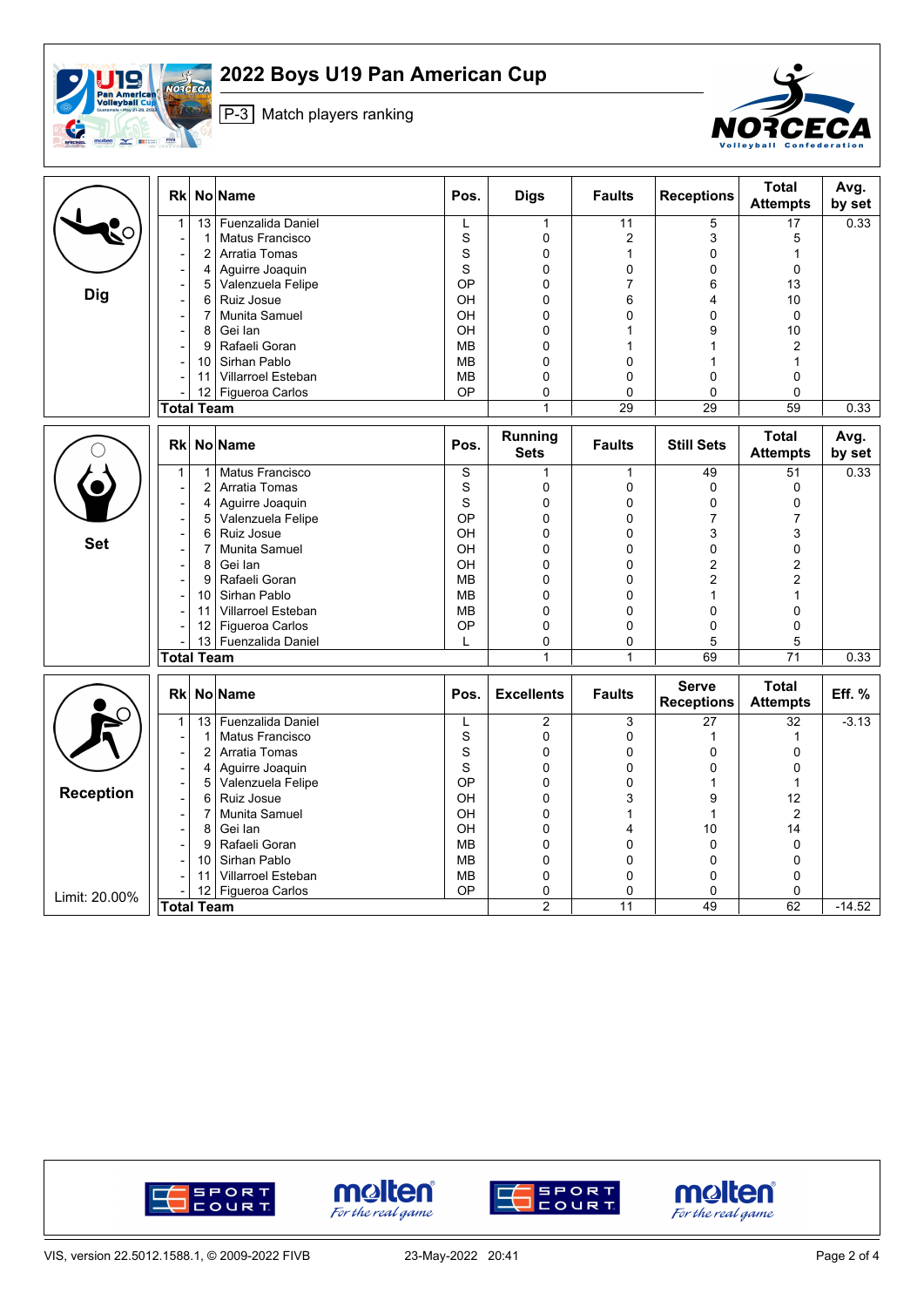# 2022 Boys U19 Pan American Cup

P-3 Match players ranking

## Dig

| Rk | No | Name | Pos. | Digs | Faults | Receptions | Total Attempts | Avg. by set |
|---|---|---|---|---|---|---|---|---|
| 1 | 13 | Fuenzalida Daniel | L | 1 | 11 | 5 | 17 | 0.33 |
| - | 1 | Matus Francisco | S | 0 | 2 | 3 | 5 | |
| - | 2 | Arratia Tomas | S | 0 | 1 | 0 | 1 | |
| - | 4 | Aguirre Joaquin | S | 0 | 0 | 0 | 0 | |
| - | 5 | Valenzuela Felipe | OP | 0 | 7 | 6 | 13 | |
| - | 6 | Ruiz Josue | OH | 0 | 6 | 4 | 10 | |
| - | 7 | Munita Samuel | OH | 0 | 0 | 0 | 0 | |
| - | 8 | Gei Ian | OH | 0 | 1 | 9 | 10 | |
| - | 9 | Rafaeli Goran | MB | 0 | 1 | 1 | 2 | |
| - | 10 | Sirhan Pablo | MB | 0 | 0 | 1 | 1 | |
| - | 11 | Villarroel Esteban | MB | 0 | 0 | 0 | 0 | |
| - | 12 | Figueroa Carlos | OP | 0 | 0 | 0 | 0 | |
| **Total Team** | | | | 1 | 29 | 29 | 59 | 0.33 |

## Set

| Rk | No | Name | Pos. | Running Sets | Faults | Still Sets | Total Attempts | Avg. by set |
|---|---|---|---|---|---|---|---|---|
| 1 | 1 | Matus Francisco | S | 1 | 1 | 49 | 51 | 0.33 |
| - | 2 | Arratia Tomas | S | 0 | 0 | 0 | 0 | |
| - | 4 | Aguirre Joaquin | S | 0 | 0 | 0 | 0 | |
| - | 5 | Valenzuela Felipe | OP | 0 | 0 | 7 | 7 | |
| - | 6 | Ruiz Josue | OH | 0 | 0 | 3 | 3 | |
| - | 7 | Munita Samuel | OH | 0 | 0 | 0 | 0 | |
| - | 8 | Gei Ian | OH | 0 | 0 | 2 | 2 | |
| - | 9 | Rafaeli Goran | MB | 0 | 0 | 2 | 2 | |
| - | 10 | Sirhan Pablo | MB | 0 | 0 | 1 | 1 | |
| - | 11 | Villarroel Esteban | MB | 0 | 0 | 0 | 0 | |
| - | 12 | Figueroa Carlos | OP | 0 | 0 | 0 | 0 | |
| - | 13 | Fuenzalida Daniel | L | 0 | 0 | 5 | 5 | |
| **Total Team** | | | | 1 | 1 | 69 | 71 | 0.33 |

## Reception

Limit: 20.00%

| Rk | No | Name | Pos. | Excellents | Faults | Serve Receptions | Total Attempts | Eff. % |
|---|---|---|---|---|---|---|---|---|
| 1 | 13 | Fuenzalida Daniel | L | 2 | 3 | 27 | 32 | -3.13 |
| - | 1 | Matus Francisco | S | 0 | 0 | 1 | 1 | |
| - | 2 | Arratia Tomas | S | 0 | 0 | 0 | 0 | |
| - | 4 | Aguirre Joaquin | S | 0 | 0 | 0 | 0 | |
| - | 5 | Valenzuela Felipe | OP | 0 | 0 | 1 | 1 | |
| - | 6 | Ruiz Josue | OH | 0 | 3 | 9 | 12 | |
| - | 7 | Munita Samuel | OH | 0 | 1 | 1 | 2 | |
| - | 8 | Gei Ian | OH | 0 | 4 | 10 | 14 | |
| - | 9 | Rafaeli Goran | MB | 0 | 0 | 0 | 0 | |
| - | 10 | Sirhan Pablo | MB | 0 | 0 | 0 | 0 | |
| - | 11 | Villarroel Esteban | MB | 0 | 0 | 0 | 0 | |
| - | 12 | Figueroa Carlos | OP | 0 | 0 | 0 | 0 | |
| **Total Team** | | | | 2 | 11 | 49 | 62 | -14.52 |

VIS, version 22.5012.1588.1, © 2009-2022 FIVB — 23-May-2022 20:41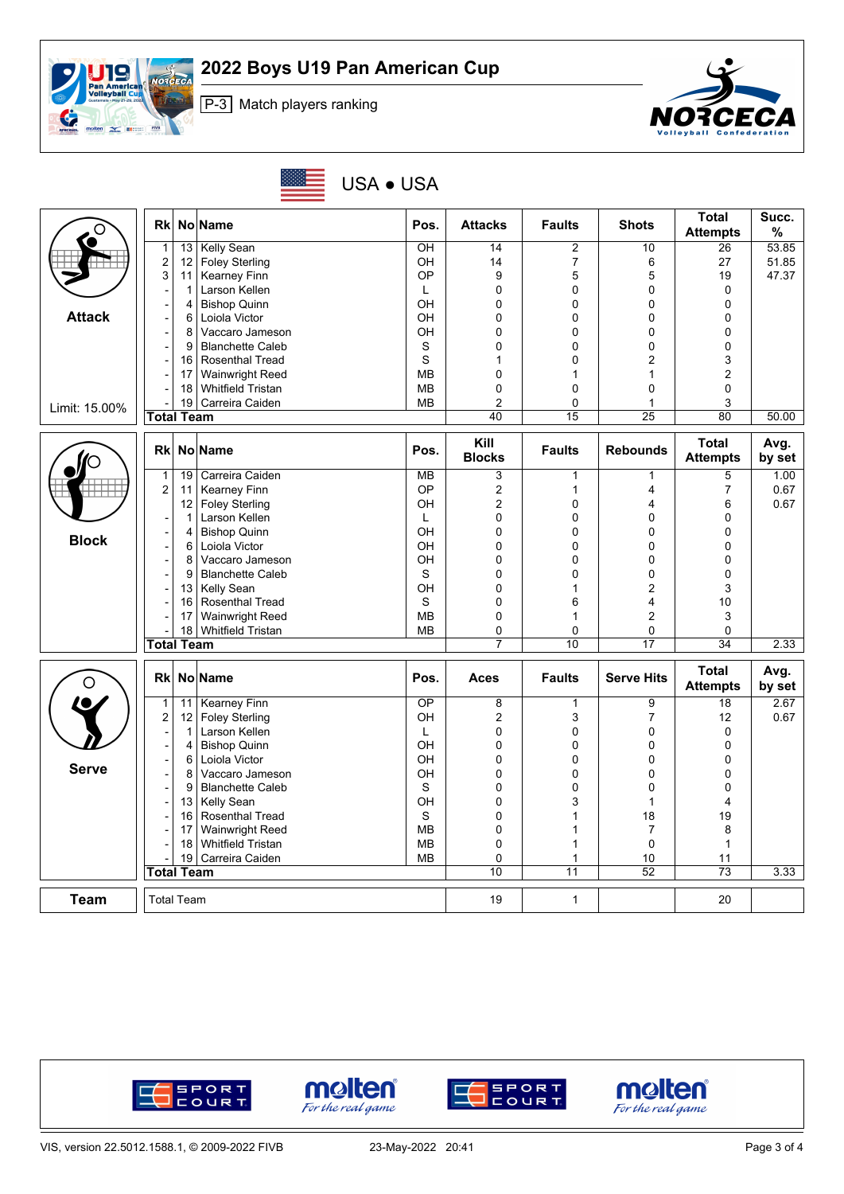# 2022 Boys U19 Pan American Cup

P-3 Match players ranking

## USA • USA

### Attack

Limit: 15.00%

| Rk | No | Name | Pos. | Attacks | Faults | Shots | Total Attempts | Succ. % |
|---|---|---|---|---|---|---|---|---|
| 1 | 13 | Kelly Sean | OH | 14 | 2 | 10 | 26 | 53.85 |
| 2 | 12 | Foley Sterling | OH | 14 | 7 | 6 | 27 | 51.85 |
| 3 | 11 | Kearney Finn | OP | 9 | 5 | 5 | 19 | 47.37 |
| - | 1 | Larson Kellen | L | 0 | 0 | 0 | 0 | |
| - | 4 | Bishop Quinn | OH | 0 | 0 | 0 | 0 | |
| - | 6 | Loiola Victor | OH | 0 | 0 | 0 | 0 | |
| - | 8 | Vaccaro Jameson | OH | 0 | 0 | 0 | 0 | |
| - | 9 | Blanchette Caleb | S | 0 | 0 | 0 | 0 | |
| - | 16 | Rosenthal Tread | S | 1 | 0 | 2 | 3 | |
| - | 17 | Wainwright Reed | MB | 0 | 1 | 1 | 2 | |
| - | 18 | Whitfield Tristan | MB | 0 | 0 | 0 | 0 | |
| - | 19 | Carreira Caiden | MB | 2 | 0 | 1 | 3 | |
| **Total Team** | | | | 40 | 15 | 25 | 80 | 50.00 |

### Block

| Rk | No | Name | Pos. | Kill Blocks | Faults | Rebounds | Total Attempts | Avg. by set |
|---|---|---|---|---|---|---|---|---|
| 1 | 19 | Carreira Caiden | MB | 3 | 1 | 1 | 5 | 1.00 |
| 2 | 11 | Kearney Finn | OP | 2 | 1 | 4 | 7 | 0.67 |
| | 12 | Foley Sterling | OH | 2 | 0 | 4 | 6 | 0.67 |
| - | 1 | Larson Kellen | L | 0 | 0 | 0 | 0 | |
| - | 4 | Bishop Quinn | OH | 0 | 0 | 0 | 0 | |
| - | 6 | Loiola Victor | OH | 0 | 0 | 0 | 0 | |
| - | 8 | Vaccaro Jameson | OH | 0 | 0 | 0 | 0 | |
| - | 9 | Blanchette Caleb | S | 0 | 0 | 0 | 0 | |
| - | 13 | Kelly Sean | OH | 0 | 1 | 2 | 3 | |
| - | 16 | Rosenthal Tread | S | 0 | 6 | 4 | 10 | |
| - | 17 | Wainwright Reed | MB | 0 | 1 | 2 | 3 | |
| - | 18 | Whitfield Tristan | MB | 0 | 0 | 0 | 0 | |
| **Total Team** | | | | 7 | 10 | 17 | 34 | 2.33 |

### Serve

| Rk | No | Name | Pos. | Aces | Faults | Serve Hits | Total Attempts | Avg. by set |
|---|---|---|---|---|---|---|---|---|
| 1 | 11 | Kearney Finn | OP | 8 | 1 | 9 | 18 | 2.67 |
| 2 | 12 | Foley Sterling | OH | 2 | 3 | 7 | 12 | 0.67 |
| - | 1 | Larson Kellen | L | 0 | 0 | 0 | 0 | |
| - | 4 | Bishop Quinn | OH | 0 | 0 | 0 | 0 | |
| - | 6 | Loiola Victor | OH | 0 | 0 | 0 | 0 | |
| - | 8 | Vaccaro Jameson | OH | 0 | 0 | 0 | 0 | |
| - | 9 | Blanchette Caleb | S | 0 | 0 | 0 | 0 | |
| - | 13 | Kelly Sean | OH | 0 | 3 | 1 | 4 | |
| - | 16 | Rosenthal Tread | S | 0 | 1 | 18 | 19 | |
| - | 17 | Wainwright Reed | MB | 0 | 1 | 7 | 8 | |
| - | 18 | Whitfield Tristan | MB | 0 | 1 | 0 | 1 | |
| - | 19 | Carreira Caiden | MB | 0 | 1 | 10 | 11 | |
| **Total Team** | | | | 10 | 11 | 52 | 73 | 3.33 |

### Team

| | | | |
|---|---|---|---|
| Total Team | 19 | 1 | 20 |

VIS, version 22.5012.1588.1, © 2009-2022 FIVB — 23-May-2022 20:41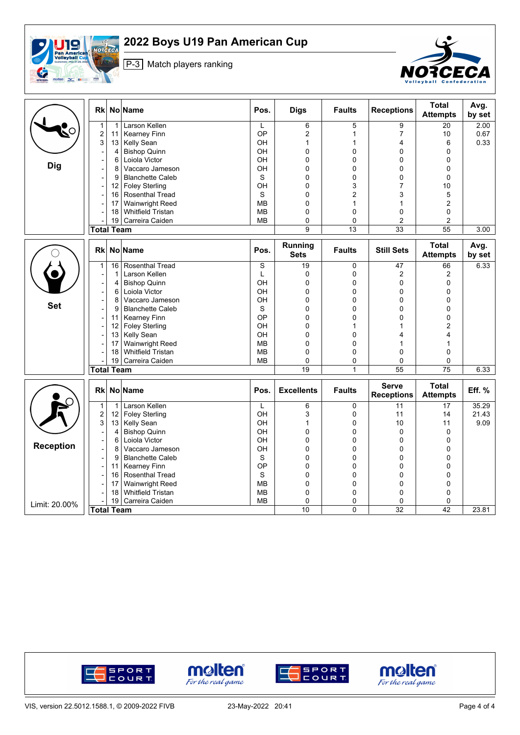# 2022 Boys U19 Pan American Cup

P-3 Match players ranking

## Dig

| Rk | No | Name | Pos. | Digs | Faults | Receptions | Total Attempts | Avg. by set |
|---|---|---|---|---|---|---|---|---|
| 1 | 1 | Larson Kellen | L | 6 | 5 | 9 | 20 | 2.00 |
| 2 | 11 | Kearney Finn | OP | 2 | 1 | 7 | 10 | 0.67 |
| 3 | 13 | Kelly Sean | OH | 1 | 1 | 4 | 6 | 0.33 |
| - | 4 | Bishop Quinn | OH | 0 | 0 | 0 | 0 | |
| - | 6 | Loiola Victor | OH | 0 | 0 | 0 | 0 | |
| - | 8 | Vaccaro Jameson | OH | 0 | 0 | 0 | 0 | |
| - | 9 | Blanchette Caleb | S | 0 | 0 | 0 | 0 | |
| - | 12 | Foley Sterling | OH | 0 | 3 | 7 | 10 | |
| - | 16 | Rosenthal Tread | S | 0 | 2 | 3 | 5 | |
| - | 17 | Wainwright Reed | MB | 0 | 1 | 1 | 2 | |
| - | 18 | Whitfield Tristan | MB | 0 | 0 | 0 | 0 | |
| - | 19 | Carreira Caiden | MB | 0 | 0 | 2 | 2 | |
| **Total Team** | | | | 9 | 13 | 33 | 55 | 3.00 |

## Set

| Rk | No | Name | Pos. | Running Sets | Faults | Still Sets | Total Attempts | Avg. by set |
|---|---|---|---|---|---|---|---|---|
| 1 | 16 | Rosenthal Tread | S | 19 | 0 | 47 | 66 | 6.33 |
| - | 1 | Larson Kellen | L | 0 | 0 | 2 | 2 | |
| - | 4 | Bishop Quinn | OH | 0 | 0 | 0 | 0 | |
| - | 6 | Loiola Victor | OH | 0 | 0 | 0 | 0 | |
| - | 8 | Vaccaro Jameson | OH | 0 | 0 | 0 | 0 | |
| - | 9 | Blanchette Caleb | S | 0 | 0 | 0 | 0 | |
| - | 11 | Kearney Finn | OP | 0 | 0 | 0 | 0 | |
| - | 12 | Foley Sterling | OH | 0 | 1 | 1 | 2 | |
| - | 13 | Kelly Sean | OH | 0 | 0 | 4 | 4 | |
| - | 17 | Wainwright Reed | MB | 0 | 0 | 1 | 1 | |
| - | 18 | Whitfield Tristan | MB | 0 | 0 | 0 | 0 | |
| - | 19 | Carreira Caiden | MB | 0 | 0 | 0 | 0 | |
| **Total Team** | | | | 19 | 1 | 55 | 75 | 6.33 |

## Reception

Limit: 20.00%

| Rk | No | Name | Pos. | Excellents | Faults | Serve Receptions | Total Attempts | Eff. % |
|---|---|---|---|---|---|---|---|---|
| 1 | 1 | Larson Kellen | L | 6 | 0 | 11 | 17 | 35.29 |
| 2 | 12 | Foley Sterling | OH | 3 | 0 | 11 | 14 | 21.43 |
| 3 | 13 | Kelly Sean | OH | 1 | 0 | 10 | 11 | 9.09 |
| - | 4 | Bishop Quinn | OH | 0 | 0 | 0 | 0 | |
| - | 6 | Loiola Victor | OH | 0 | 0 | 0 | 0 | |
| - | 8 | Vaccaro Jameson | OH | 0 | 0 | 0 | 0 | |
| - | 9 | Blanchette Caleb | S | 0 | 0 | 0 | 0 | |
| - | 11 | Kearney Finn | OP | 0 | 0 | 0 | 0 | |
| - | 16 | Rosenthal Tread | S | 0 | 0 | 0 | 0 | |
| - | 17 | Wainwright Reed | MB | 0 | 0 | 0 | 0 | |
| - | 18 | Whitfield Tristan | MB | 0 | 0 | 0 | 0 | |
| - | 19 | Carreira Caiden | MB | 0 | 0 | 0 | 0 | |
| **Total Team** | | | | 10 | 0 | 32 | 42 | 23.81 |

VIS, version 22.5012.1588.1, © 2009-2022 FIVB    23-May-2022 20:41